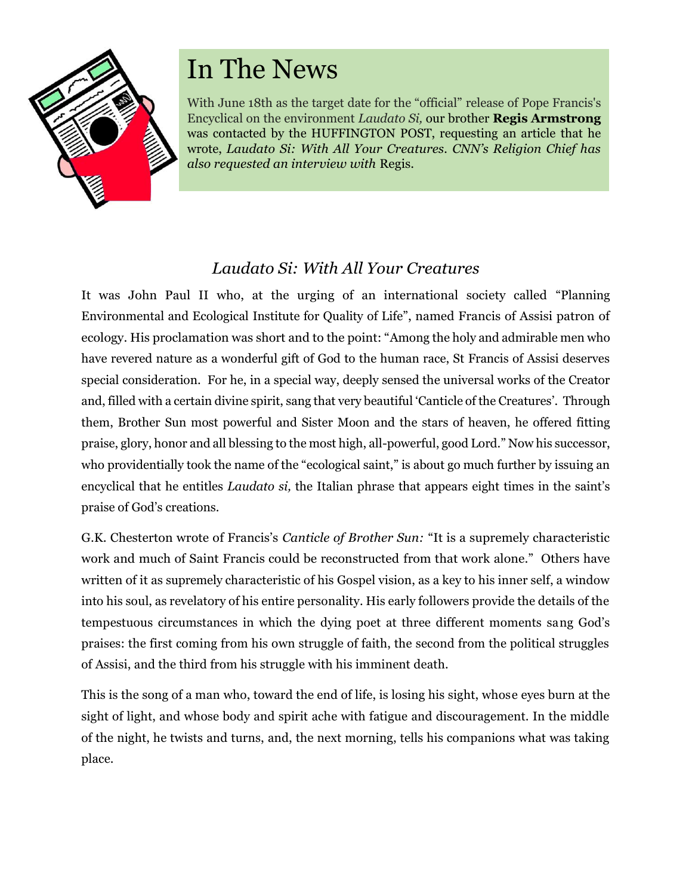# In The News

With June 18th as the target date for the "official" release of Pope Francis's Encyclical on the environment *Laudato Si,* our brother **Regis Armstrong** was contacted by the HUFFINGTON POST, requesting an article that he wrote, *Laudato Si: With All Your Creatures*. *CNN's Religion Chief has also requested an interview with* Regis.

## *Laudato Si: With All Your Creatures*

It was John Paul II who, at the urging of an international society called "Planning Environmental and Ecological Institute for Quality of Life", named Francis of Assisi patron of ecology. His proclamation was short and to the point: "Among the holy and admirable men who have revered nature as a wonderful gift of God to the human race, St Francis of Assisi deserves special consideration. For he, in a special way, deeply sensed the universal works of the Creator and, filled with a certain divine spirit, sang that very beautiful 'Canticle of the Creatures'. Through them, Brother Sun most powerful and Sister Moon and the stars of heaven, he offered fitting praise, glory, honor and all blessing to the most high, all-powerful, good Lord." Now his successor, who providentially took the name of the "ecological saint," is about go much further by issuing an encyclical that he entitles *Laudato si,* the Italian phrase that appears eight times in the saint's praise of God's creations.

G.K. Chesterton wrote of Francis's *Canticle of Brother Sun:* "It is a supremely characteristic work and much of Saint Francis could be reconstructed from that work alone." Others have written of it as supremely characteristic of his Gospel vision, as a key to his inner self, a window into his soul, as revelatory of his entire personality. His early followers provide the details of the tempestuous circumstances in which the dying poet at three different moments sang God's praises: the first coming from his own struggle of faith, the second from the political struggles of Assisi, and the third from his struggle with his imminent death.

This is the song of a man who, toward the end of life, is losing his sight, whose eyes burn at the sight of light, and whose body and spirit ache with fatigue and discouragement. In the middle of the night, he twists and turns, and, the next morning, tells his companions what was taking place.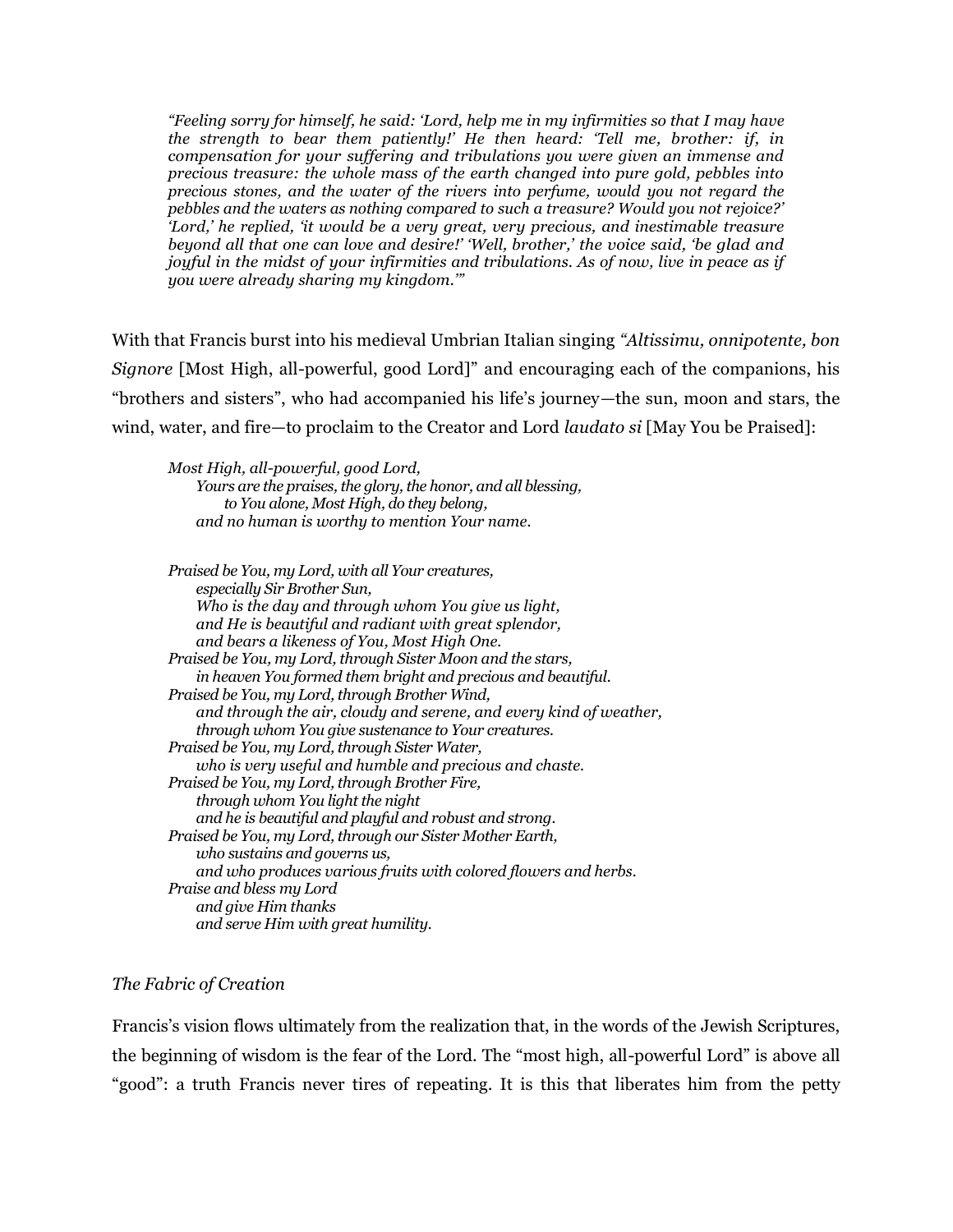> *"Feeling sorry for himself, he said: 'Lord, help me in my infirmities so that I may have the strength to bear them patiently!' He then heard: 'Tell me, brother: if, in compensation for your suffering and tribulations you were given an immense and precious treasure: the whole mass of the earth changed into pure gold, pebbles into precious stones, and the water of the rivers into perfume, would you not regard the pebbles and the waters as nothing compared to such a treasure? Would you not rejoice?' 'Lord,' he replied, 'it would be a very great, very precious, and inestimable treasure beyond all that one can love and desire!' 'Well, brother,' the voice said, 'be glad and joyful in the midst of your infirmities and tribulations. As of now, live in peace as if you were already sharing my kingdom.'"*

With that Francis burst into his medieval Umbrian Italian singing *"Altissimu, onnipotente, bon Signore* [Most High, all-powerful, good Lord]" and encouraging each of the companions, his "brothers and sisters", who had accompanied his life's journey—the sun, moon and stars, the wind, water, and fire—to proclaim to the Creator and Lord *laudato si* [May You be Praised]:

> *Most High, all-powerful, good Lord,*
> *Yours are the praises, the glory, the honor, and all blessing,*
> *to You alone, Most High, do they belong,*
> *and no human is worthy to mention Your name.*
>
> *Praised be You, my Lord, with all Your creatures,*
> *especially Sir Brother Sun,*
> *Who is the day and through whom You give us light,*
> *and He is beautiful and radiant with great splendor,*
> *and bears a likeness of You, Most High One.*
> *Praised be You, my Lord, through Sister Moon and the stars,*
> *in heaven You formed them bright and precious and beautiful.*
> *Praised be You, my Lord, through Brother Wind,*
> *and through the air, cloudy and serene, and every kind of weather,*
> *through whom You give sustenance to Your creatures.*
> *Praised be You, my Lord, through Sister Water,*
> *who is very useful and humble and precious and chaste.*
> *Praised be You, my Lord, through Brother Fire,*
> *through whom You light the night*
> *and he is beautiful and playful and robust and strong.*
> *Praised be You, my Lord, through our Sister Mother Earth,*
> *who sustains and governs us,*
> *and who produces various fruits with colored flowers and herbs.*
> *Praise and bless my Lord*
> *and give Him thanks*
> *and serve Him with great humility.*

### *The Fabric of Creation*

Francis's vision flows ultimately from the realization that, in the words of the Jewish Scriptures, the beginning of wisdom is the fear of the Lord. The "most high, all-powerful Lord" is above all "good": a truth Francis never tires of repeating. It is this that liberates him from the petty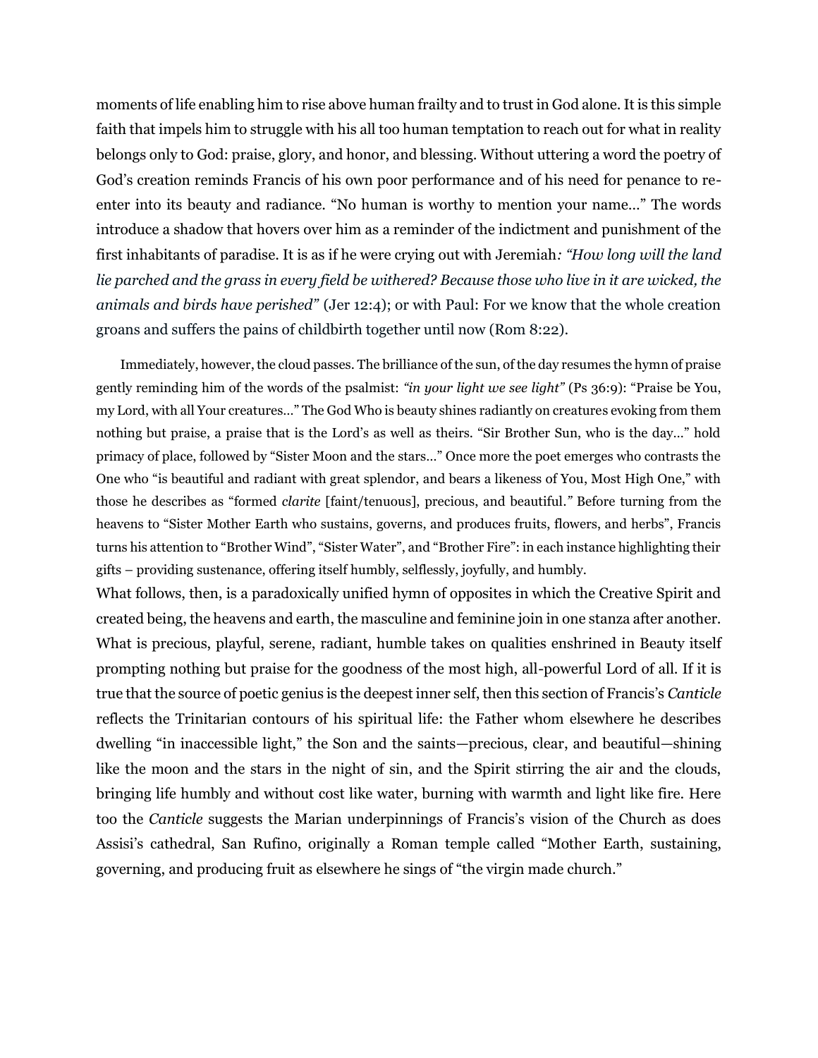moments of life enabling him to rise above human frailty and to trust in God alone. It is this simple faith that impels him to struggle with his all too human temptation to reach out for what in reality belongs only to God: praise, glory, and honor, and blessing. Without uttering a word the poetry of God's creation reminds Francis of his own poor performance and of his need for penance to re-enter into its beauty and radiance. "No human is worthy to mention your name…" The words introduce a shadow that hovers over him as a reminder of the indictment and punishment of the first inhabitants of paradise. It is as if he were crying out with Jeremiah*: "How long will the land lie parched and the grass in every field be withered? Because those who live in it are wicked, the animals and birds have perished"* (Jer 12:4); or with Paul: For we know that the whole creation groans and suffers the pains of childbirth together until now (Rom 8:22).

Immediately, however, the cloud passes. The brilliance of the sun, of the day resumes the hymn of praise gently reminding him of the words of the psalmist: *"in your light we see light"* (Ps 36:9): "Praise be You, my Lord, with all Your creatures…" The God Who is beauty shines radiantly on creatures evoking from them nothing but praise, a praise that is the Lord's as well as theirs. "Sir Brother Sun, who is the day…" hold primacy of place, followed by "Sister Moon and the stars…" Once more the poet emerges who contrasts the One who "is beautiful and radiant with great splendor, and bears a likeness of You, Most High One," with those he describes as "formed *clarite* [faint/tenuous], precious, and beautiful.*"* Before turning from the heavens to "Sister Mother Earth who sustains, governs, and produces fruits, flowers, and herbs", Francis turns his attention to "Brother Wind", "Sister Water", and "Brother Fire": in each instance highlighting their gifts – providing sustenance, offering itself humbly, selflessly, joyfully, and humbly.

What follows, then, is a paradoxically unified hymn of opposites in which the Creative Spirit and created being, the heavens and earth, the masculine and feminine join in one stanza after another. What is precious, playful, serene, radiant, humble takes on qualities enshrined in Beauty itself prompting nothing but praise for the goodness of the most high, all-powerful Lord of all. If it is true that the source of poetic genius is the deepest inner self, then this section of Francis's *Canticle* reflects the Trinitarian contours of his spiritual life: the Father whom elsewhere he describes dwelling "in inaccessible light," the Son and the saints—precious, clear, and beautiful—shining like the moon and the stars in the night of sin, and the Spirit stirring the air and the clouds, bringing life humbly and without cost like water, burning with warmth and light like fire. Here too the *Canticle* suggests the Marian underpinnings of Francis's vision of the Church as does Assisi's cathedral, San Rufino, originally a Roman temple called "Mother Earth, sustaining, governing, and producing fruit as elsewhere he sings of "the virgin made church."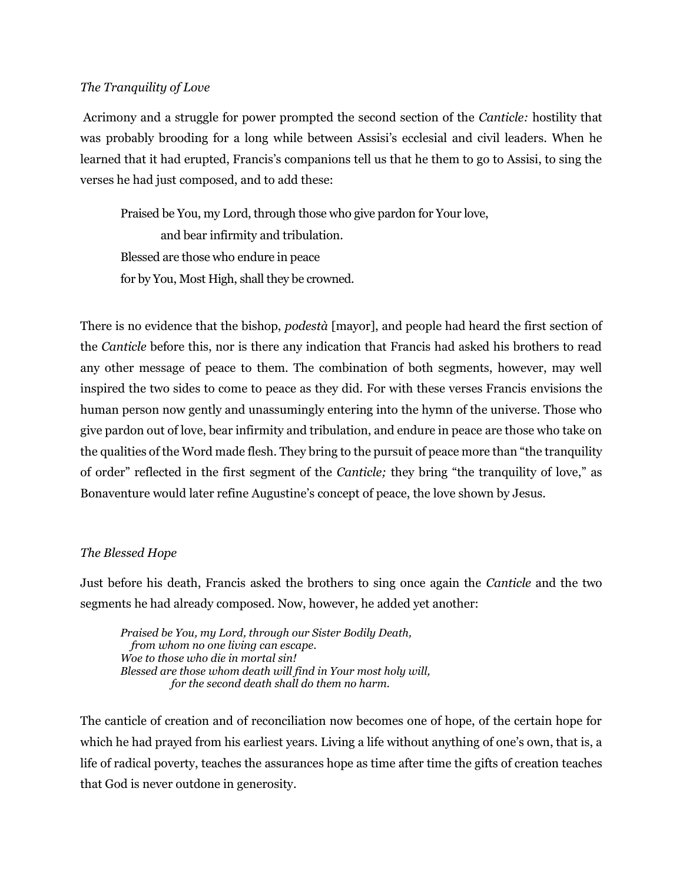*The Tranquility of Love*

Acrimony and a struggle for power prompted the second section of the *Canticle:* hostility that was probably brooding for a long while between Assisi's ecclesial and civil leaders. When he learned that it had erupted, Francis's companions tell us that he them to go to Assisi, to sing the verses he had just composed, and to add these:

> Praised be You, my Lord, through those who give pardon for Your love,
> &nbsp;&nbsp;&nbsp;&nbsp;&nbsp;&nbsp;&nbsp;&nbsp;and bear infirmity and tribulation.
> Blessed are those who endure in peace
> for by You, Most High, shall they be crowned.

There is no evidence that the bishop, *podestà* [mayor], and people had heard the first section of the *Canticle* before this, nor is there any indication that Francis had asked his brothers to read any other message of peace to them. The combination of both segments, however, may well inspired the two sides to come to peace as they did. For with these verses Francis envisions the human person now gently and unassumingly entering into the hymn of the universe. Those who give pardon out of love, bear infirmity and tribulation, and endure in peace are those who take on the qualities of the Word made flesh. They bring to the pursuit of peace more than "the tranquility of order" reflected in the first segment of the *Canticle;* they bring "the tranquility of love," as Bonaventure would later refine Augustine's concept of peace, the love shown by Jesus.

*The Blessed Hope*

Just before his death, Francis asked the brothers to sing once again the *Canticle* and the two segments he had already composed. Now, however, he added yet another:

> *Praised be You, my Lord, through our Sister Bodily Death,*
> &nbsp;&nbsp;&nbsp;*from whom no one living can escape.*
> *Woe to those who die in mortal sin!*
> *Blessed are those whom death will find in Your most holy will,*
> &nbsp;&nbsp;&nbsp;&nbsp;&nbsp;&nbsp;&nbsp;&nbsp;*for the second death shall do them no harm.*

The canticle of creation and of reconciliation now becomes one of hope, of the certain hope for which he had prayed from his earliest years. Living a life without anything of one's own, that is, a life of radical poverty, teaches the assurances hope as time after time the gifts of creation teaches that God is never outdone in generosity.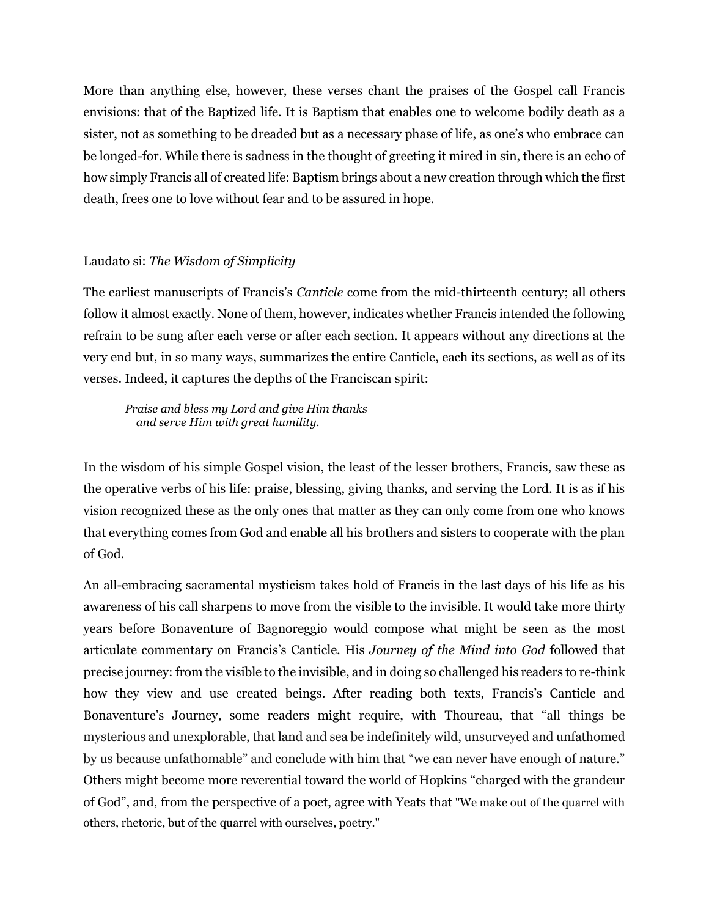More than anything else, however, these verses chant the praises of the Gospel call Francis envisions: that of the Baptized life. It is Baptism that enables one to welcome bodily death as a sister, not as something to be dreaded but as a necessary phase of life, as one's who embrace can be longed-for. While there is sadness in the thought of greeting it mired in sin, there is an echo of how simply Francis all of created life: Baptism brings about a new creation through which the first death, frees one to love without fear and to be assured in hope.

### Laudato si: *The Wisdom of Simplicity*

The earliest manuscripts of Francis's *Canticle* come from the mid-thirteenth century; all others follow it almost exactly. None of them, however, indicates whether Francis intended the following refrain to be sung after each verse or after each section. It appears without any directions at the very end but, in so many ways, summarizes the entire Canticle, each its sections, as well as of its verses. Indeed, it captures the depths of the Franciscan spirit:

> *Praise and bless my Lord and give Him thanks*
> *and serve Him with great humility.*

In the wisdom of his simple Gospel vision, the least of the lesser brothers, Francis, saw these as the operative verbs of his life: praise, blessing, giving thanks, and serving the Lord. It is as if his vision recognized these as the only ones that matter as they can only come from one who knows that everything comes from God and enable all his brothers and sisters to cooperate with the plan of God.

An all-embracing sacramental mysticism takes hold of Francis in the last days of his life as his awareness of his call sharpens to move from the visible to the invisible. It would take more thirty years before Bonaventure of Bagnoreggio would compose what might be seen as the most articulate commentary on Francis's Canticle. His *Journey of the Mind into God* followed that precise journey: from the visible to the invisible, and in doing so challenged his readers to re-think how they view and use created beings. After reading both texts, Francis's Canticle and Bonaventure's Journey, some readers might require, with Thoureau, that "all things be mysterious and unexplorable, that land and sea be indefinitely wild, unsurveyed and unfathomed by us because unfathomable" and conclude with him that "we can never have enough of nature." Others might become more reverential toward the world of Hopkins "charged with the grandeur of God", and, from the perspective of a poet, agree with Yeats that "We make out of the quarrel with others, rhetoric, but of the quarrel with ourselves, poetry."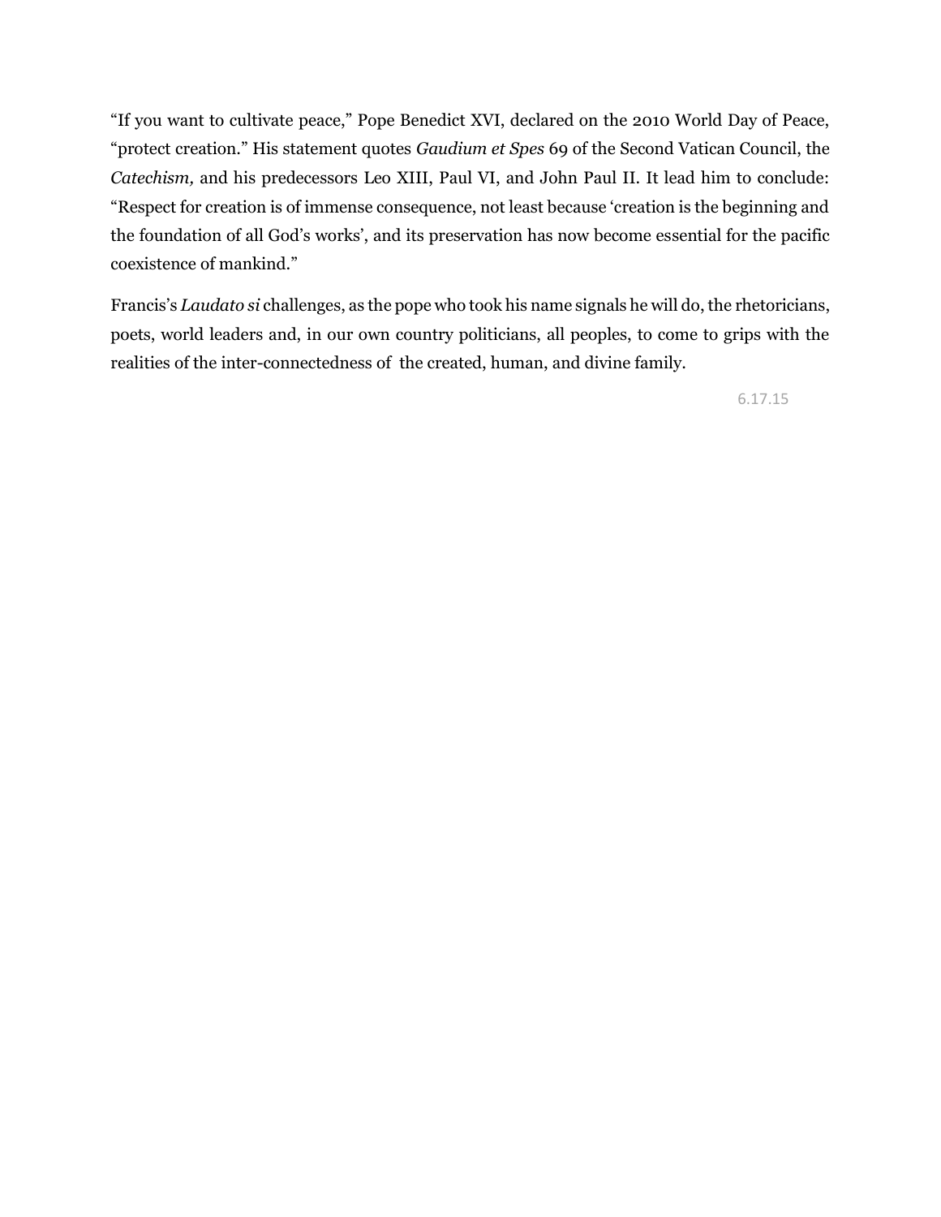"If you want to cultivate peace," Pope Benedict XVI, declared on the 2010 World Day of Peace, "protect creation." His statement quotes *Gaudium et Spes* 69 of the Second Vatican Council, the *Catechism,* and his predecessors Leo XIII, Paul VI, and John Paul II. It lead him to conclude: "Respect for creation is of immense consequence, not least because 'creation is the beginning and the foundation of all God's works', and its preservation has now become essential for the pacific coexistence of mankind."

Francis's *Laudato si* challenges, as the pope who took his name signals he will do, the rhetoricians, poets, world leaders and, in our own country politicians, all peoples, to come to grips with the realities of the inter-connectedness of the created, human, and divine family.

6.17.15